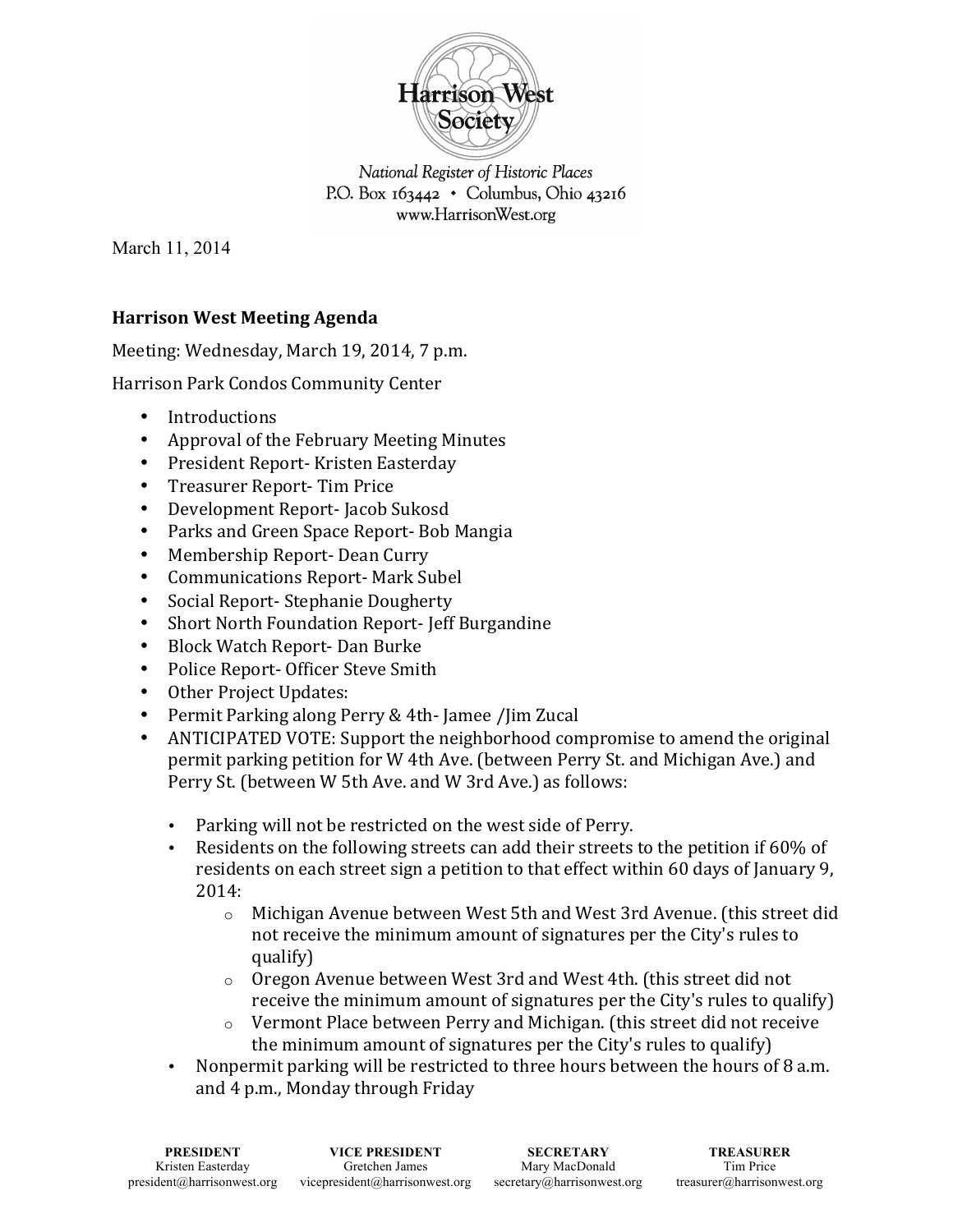Harrison West Society

*National Register of Historic Places*
P.O. Box 163442 • Columbus, Ohio 43216
www.HarrisonWest.org

March 11, 2014

**Harrison West Meeting Agenda**

Meeting: Wednesday, March 19, 2014, 7 p.m.

Harrison Park Condos Community Center

- Introductions
- Approval of the February Meeting Minutes
- President Report- Kristen Easterday
- Treasurer Report- Tim Price
- Development Report- Jacob Sukosd
- Parks and Green Space Report- Bob Mangia
- Membership Report- Dean Curry
- Communications Report- Mark Subel
- Social Report- Stephanie Dougherty
- Short North Foundation Report- Jeff Burgandine
- Block Watch Report- Dan Burke
- Police Report- Officer Steve Smith
- Other Project Updates:
- Permit Parking along Perry & 4th- Jamee /Jim Zucal
- ANTICIPATED VOTE: Support the neighborhood compromise to amend the original permit parking petition for W 4th Ave. (between Perry St. and Michigan Ave.) and Perry St. (between W 5th Ave. and W 3rd Ave.) as follows:
  - Parking will not be restricted on the west side of Perry.
  - Residents on the following streets can add their streets to the petition if 60% of residents on each street sign a petition to that effect within 60 days of January 9, 2014:
    - Michigan Avenue between West 5th and West 3rd Avenue. (this street did not receive the minimum amount of signatures per the City's rules to qualify)
    - Oregon Avenue between West 3rd and West 4th. (this street did not receive the minimum amount of signatures per the City's rules to qualify)
    - Vermont Place between Perry and Michigan. (this street did not receive the minimum amount of signatures per the City's rules to qualify)
  - Nonpermit parking will be restricted to three hours between the hours of 8 a.m. and 4 p.m., Monday through Friday

| PRESIDENT | VICE PRESIDENT | SECRETARY | TREASURER |
| --- | --- | --- | --- |
| Kristen Easterday | Gretchen James | Mary MacDonald | Tim Price |
| president@harrisonwest.org | vicepresident@harrisonwest.org | secretary@harrisonwest.org | treasurer@harrisonwest.org |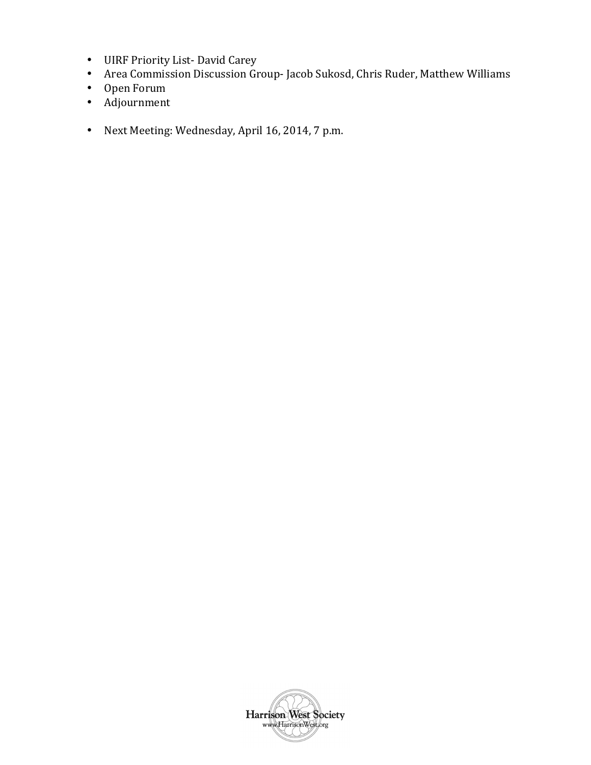- UIRF Priority List- David Carey
- Area Commission Discussion Group- Jacob Sukosd, Chris Ruder, Matthew Williams
- Open Forum
- Adjournment

- Next Meeting: Wednesday, April 16, 2014, 7 p.m.